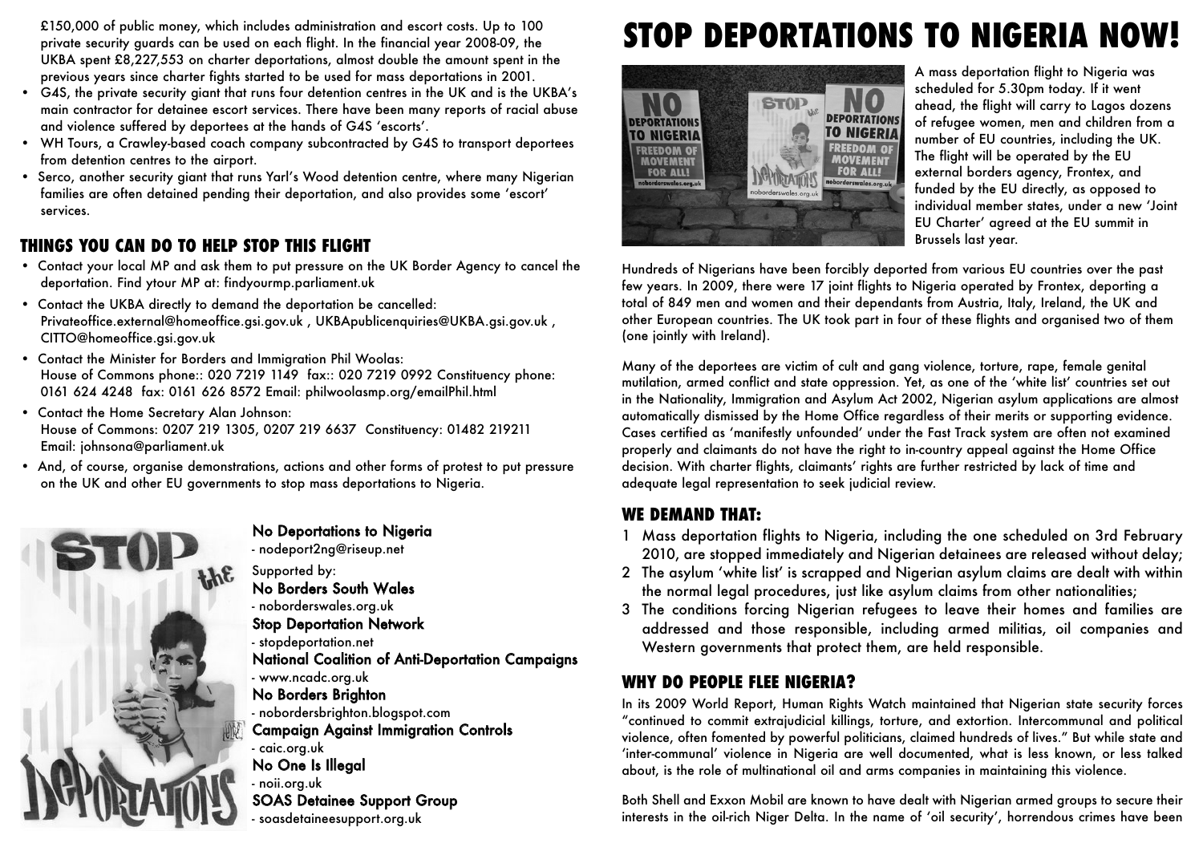£150,000 of public money, which includes administration and escort costs. Up to 100 private security guards can be used on each flight. In the financial year 2008-09, the UKBA spent £8,227,553 on charter deportations, almost double the amount spent in the previous years since charter fights started to be used for mass deportations in 2001.

- G4S, the private security giant that runs four detention centres in the UK and is the UKBA's main contractor for detainee escort services. There have been many reports of racial abuse and violence suffered by deportees at the hands of G4S 'escorts'.
- WH Tours, a Crawley-based coach company subcontracted by G4S to transport deportees from detention centres to the airport.
- Serco, another security giant that runs Yarl's Wood detention centre, where many Nigerian families are often detained pending their deportation, and also provides some 'escort' services.

## THINGS YOU CAN DO TO HELP STOP THIS FLIGHT

- Contact your local MP and ask them to put pressure on the UK Border Agency to cancel the deportation. Find ytour MP at: findyourmp.parliament.uk
- Contact the UKBA directly to demand the deportation be cancelled: Privateoffice.external@homeoffice.gsi.gov.uk , UKBApublicenquiries@UKBA.gsi.gov.uk , CITTO@homeoffice.gsi.gov.uk
- Contact the Minister for Borders and Immigration Phil Woolas: House of Commons phone:: 020 7219 1149 fax:: 020 7219 0992 Constituency phone: 0161 624 4248 fax: 0161 626 8572 Email: philwoolasmp.org/emailPhil.html
- Contact the Home Secretary Alan Johnson: House of Commons: 0207 219 1305, 0207 219 6637 Constituency: 01482 219211 Email: johnsona@parliament.uk
- And, of course, organise demonstrations, actions and other forms of protest to put pressure on the UK and other EU governments to stop mass deportations to Nigeria.

**No Deportations to Nigeria**
- nodeport2ng@riseup.net

Supported by:

**No Borders South Wales**
- noborderswales.org.uk

**Stop Deportation Network**
- stopdeportation.net

**National Coalition of Anti-Deportation Campaigns**
- www.ncadc.org.uk

**No Borders Brighton**
- nobordersbrighton.blogspot.com

**Campaign Against Immigration Controls**
- caic.org.uk

**No One Is Illegal**
- noii.org.uk

**SOAS Detainee Support Group**
- soasdetaineesupport.org.uk

# STOP DEPORTATIONS TO NIGERIA NOW!

A mass deportation flight to Nigeria was scheduled for 5.30pm today. If it went ahead, the flight will carry to Lagos dozens of refugee women, men and children from a number of EU countries, including the UK. The flight will be operated by the EU external borders agency, Frontex, and funded by the EU directly, as opposed to individual member states, under a new 'Joint EU Charter' agreed at the EU summit in Brussels last year.

Hundreds of Nigerians have been forcibly deported from various EU countries over the past few years. In 2009, there were 17 joint flights to Nigeria operated by Frontex, deporting a total of 849 men and women and their dependants from Austria, Italy, Ireland, the UK and other European countries. The UK took part in four of these flights and organised two of them (one jointly with Ireland).

Many of the deportees are victim of cult and gang violence, torture, rape, female genital mutilation, armed conflict and state oppression. Yet, as one of the 'white list' countries set out in the Nationality, Immigration and Asylum Act 2002, Nigerian asylum applications are almost automatically dismissed by the Home Office regardless of their merits or supporting evidence. Cases certified as 'manifestly unfounded' under the Fast Track system are often not examined properly and claimants do not have the right to in-country appeal against the Home Office decision. With charter flights, claimants' rights are further restricted by lack of time and adequate legal representation to seek judicial review.

## WE DEMAND THAT:

1. Mass deportation flights to Nigeria, including the one scheduled on 3rd February 2010, are stopped immediately and Nigerian detainees are released without delay;
2. The asylum 'white list' is scrapped and Nigerian asylum claims are dealt with within the normal legal procedures, just like asylum claims from other nationalities;
3. The conditions forcing Nigerian refugees to leave their homes and families are addressed and those responsible, including armed militias, oil companies and Western governments that protect them, are held responsible.

## WHY DO PEOPLE FLEE NIGERIA?

In its 2009 World Report, Human Rights Watch maintained that Nigerian state security forces "continued to commit extrajudicial killings, torture, and extortion. Intercommunal and political violence, often fomented by powerful politicians, claimed hundreds of lives." But while state and 'inter-communal' violence in Nigeria are well documented, what is less known, or less talked about, is the role of multinational oil and arms companies in maintaining this violence.

Both Shell and Exxon Mobil are known to have dealt with Nigerian armed groups to secure their interests in the oil-rich Niger Delta. In the name of 'oil security', horrendous crimes have been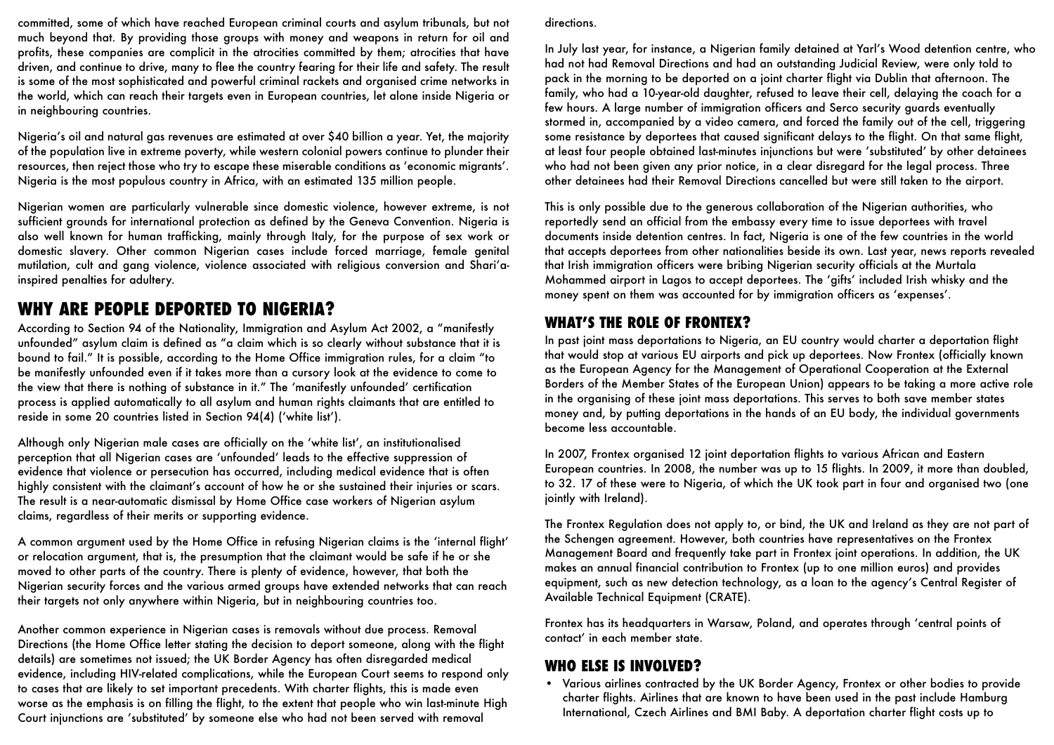committed, some of which have reached European criminal courts and asylum tribunals, but not much beyond that. By providing those groups with money and weapons in return for oil and profits, these companies are complicit in the atrocities committed by them; atrocities that have driven, and continue to drive, many to flee the country fearing for their life and safety. The result is some of the most sophisticated and powerful criminal rackets and organised crime networks in the world, which can reach their targets even in European countries, let alone inside Nigeria or in neighbouring countries.

Nigeria's oil and natural gas revenues are estimated at over $40 billion a year. Yet, the majority of the population live in extreme poverty, while western colonial powers continue to plunder their resources, then reject those who try to escape these miserable conditions as 'economic migrants'. Nigeria is the most populous country in Africa, with an estimated 135 million people.

Nigerian women are particularly vulnerable since domestic violence, however extreme, is not sufficient grounds for international protection as defined by the Geneva Convention. Nigeria is also well known for human trafficking, mainly through Italy, for the purpose of sex work or domestic slavery. Other common Nigerian cases include forced marriage, female genital mutilation, cult and gang violence, violence associated with religious conversion and Shari'a-inspired penalties for adultery.

## WHY ARE PEOPLE DEPORTED TO NIGERIA?

According to Section 94 of the Nationality, Immigration and Asylum Act 2002, a "manifestly unfounded" asylum claim is defined as "a claim which is so clearly without substance that it is bound to fail." It is possible, according to the Home Office immigration rules, for a claim "to be manifestly unfounded even if it takes more than a cursory look at the evidence to come to the view that there is nothing of substance in it." The 'manifestly unfounded' certification process is applied automatically to all asylum and human rights claimants that are entitled to reside in some 20 countries listed in Section 94(4) ('white list').

Although only Nigerian male cases are officially on the 'white list', an institutionalised perception that all Nigerian cases are 'unfounded' leads to the effective suppression of evidence that violence or persecution has occurred, including medical evidence that is often highly consistent with the claimant's account of how he or she sustained their injuries or scars. The result is a near-automatic dismissal by Home Office case workers of Nigerian asylum claims, regardless of their merits or supporting evidence.

A common argument used by the Home Office in refusing Nigerian claims is the 'internal flight' or relocation argument, that is, the presumption that the claimant would be safe if he or she moved to other parts of the country. There is plenty of evidence, however, that both the Nigerian security forces and the various armed groups have extended networks that can reach their targets not only anywhere within Nigeria, but in neighbouring countries too.

Another common experience in Nigerian cases is removals without due process. Removal Directions (the Home Office letter stating the decision to deport someone, along with the flight details) are sometimes not issued; the UK Border Agency has often disregarded medical evidence, including HIV-related complications, while the European Court seems to respond only to cases that are likely to set important precedents. With charter flights, this is made even worse as the emphasis is on filling the flight, to the extent that people who win last-minute High Court injunctions are 'substituted' by someone else who had not been served with removal directions.

In July last year, for instance, a Nigerian family detained at Yarl's Wood detention centre, who had not had Removal Directions and had an outstanding Judicial Review, were only told to pack in the morning to be deported on a joint charter flight via Dublin that afternoon. The family, who had a 10-year-old daughter, refused to leave their cell, delaying the coach for a few hours. A large number of immigration officers and Serco security guards eventually stormed in, accompanied by a video camera, and forced the family out of the cell, triggering some resistance by deportees that caused significant delays to the flight. On that same flight, at least four people obtained last-minutes injunctions but were 'substituted' by other detainees who had not been given any prior notice, in a clear disregard for the legal process. Three other detainees had their Removal Directions cancelled but were still taken to the airport.

This is only possible due to the generous collaboration of the Nigerian authorities, who reportedly send an official from the embassy every time to issue deportees with travel documents inside detention centres. In fact, Nigeria is one of the few countries in the world that accepts deportees from other nationalities beside its own. Last year, news reports revealed that Irish immigration officers were bribing Nigerian security officials at the Murtala Mohammed airport in Lagos to accept deportees. The 'gifts' included Irish whisky and the money spent on them was accounted for by immigration officers as 'expenses'.

### WHAT'S THE ROLE OF FRONTEX?

In past joint mass deportations to Nigeria, an EU country would charter a deportation flight that would stop at various EU airports and pick up deportees. Now Frontex (officially known as the European Agency for the Management of Operational Cooperation at the External Borders of the Member States of the European Union) appears to be taking a more active role in the organising of these joint mass deportations. This serves to both save member states money and, by putting deportations in the hands of an EU body, the individual governments become less accountable.

In 2007, Frontex organised 12 joint deportation flights to various African and Eastern European countries. In 2008, the number was up to 15 flights. In 2009, it more than doubled, to 32. 17 of these were to Nigeria, of which the UK took part in four and organised two (one jointly with Ireland).

The Frontex Regulation does not apply to, or bind, the UK and Ireland as they are not part of the Schengen agreement. However, both countries have representatives on the Frontex Management Board and frequently take part in Frontex joint operations. In addition, the UK makes an annual financial contribution to Frontex (up to one million euros) and provides equipment, such as new detection technology, as a loan to the agency's Central Register of Available Technical Equipment (CRATE).

Frontex has its headquarters in Warsaw, Poland, and operates through 'central points of contact' in each member state.

### WHO ELSE IS INVOLVED?

- Various airlines contracted by the UK Border Agency, Frontex or other bodies to provide charter flights. Airlines that are known to have been used in the past include Hamburg International, Czech Airlines and BMI Baby. A deportation charter flight costs up to